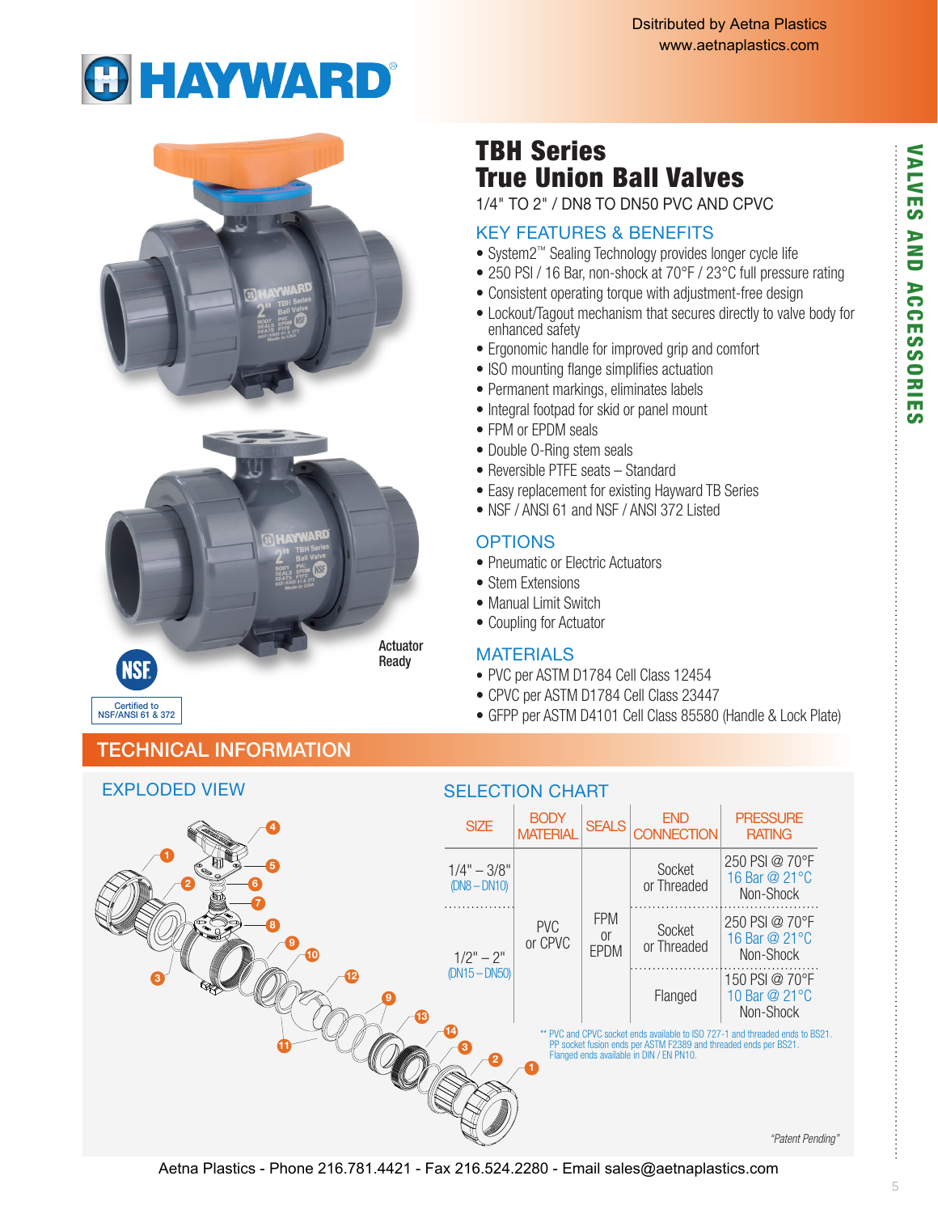Dsitributed by Aetna Plastics
www.aetnaplastics.com

# HAYWARD

Actuator Ready

NSF
Certified to NSF/ANSI 61 & 372

# TBH Series True Union Ball Valves

1/4" TO 2" / DN8 TO DN50 PVC AND CPVC

## KEY FEATURES & BENEFITS

- System2™ Sealing Technology provides longer cycle life
- 250 PSI / 16 Bar, non-shock at 70°F / 23°C full pressure rating
- Consistent operating torque with adjustment-free design
- Lockout/Tagout mechanism that secures directly to valve body for enhanced safety
- Ergonomic handle for improved grip and comfort
- ISO mounting flange simplifies actuation
- Permanent markings, eliminates labels
- Integral footpad for skid or panel mount
- FPM or EPDM seals
- Double O-Ring stem seals
- Reversible PTFE seats – Standard
- Easy replacement for existing Hayward TB Series
- NSF / ANSI 61 and NSF / ANSI 372 Listed

## OPTIONS

- Pneumatic or Electric Actuators
- Stem Extensions
- Manual Limit Switch
- Coupling for Actuator

## MATERIALS

- PVC per ASTM D1784 Cell Class 12454
- CPVC per ASTM D1784 Cell Class 23447
- GFPP per ASTM D4101 Cell Class 85580 (Handle & Lock Plate)

## TECHNICAL INFORMATION

### EXPLODED VIEW

### SELECTION CHART

| SIZE | BODY MATERIAL | SEALS | END CONNECTION | PRESSURE RATING |
|---|---|---|---|---|
| 1/4" – 3/8" (DN8 – DN10) | PVC or CPVC | FPM or EPDM | Socket or Threaded | 250 PSI @ 70°F 16 Bar @ 21°C Non-Shock |
| 1/2" – 2" (DN15 – DN50) | | | Socket or Threaded | 250 PSI @ 70°F 16 Bar @ 21°C Non-Shock |
| | | | Flanged | 150 PSI @ 70°F 10 Bar @ 21°C Non-Shock |

** PVC and CPVC socket ends available to ISO 727-1 and threaded ends to BS21. PP socket fusion ends per ASTM F2389 and threaded ends per BS21. Flanged ends available in DIN / EN PN10.

*"Patent Pending"*

Aetna Plastics - Phone 216.781.4421 - Fax 216.524.2280 - Email sales@aetnaplastics.com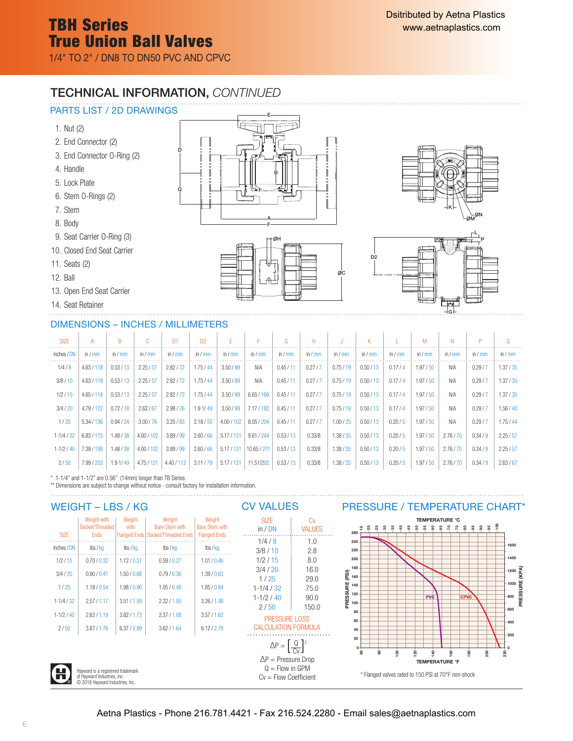Dsitributed by Aetna Plastics
www.aetnaplastics.com

# TBH Series
# True Union Ball Valves

1/4" TO 2" / DN8 TO DN50 PVC AND CPVC

## TECHNICAL INFORMATION, *CONTINUED*

### PARTS LIST / 2D DRAWINGS

1. Nut (2)
2. End Connector (2)
3. End Connector O-Ring (2)
4. Handle
5. Lock Plate
6. Stem O-Rings (2)
7. Stem
8. Body
9. Seat Carrier O-Ring (3)
10. Closed End Seat Carrier
11. Seats (2)
12. Ball
13. Open End Seat Carrier
14. Seat Retainer

E
D
Q
B
A
F
K
ØN
ØM
ØH
J
ØC
L
P
D2
G

### DIMENSIONS – INCHES / MILLIMETERS

| SIZE | A | B | C | D1 | D2 | E | F | G | H | J | K | L | M | N | P | Q |
|---|---|---|---|---|---|---|---|---|---|---|---|---|---|---|---|---|
| inches / DN | in / mm | in / mm | in / mm | in / mm | in / mm | in / mm | in / mm | in / mm | in / mm | in / mm | in / mm | in / mm | in / mm | in / mm | in / mm | in / mm |
| 1/4 / 8 | 4.63 / 118 | 0.53 / 13 | 2.25 / 57 | 2.82 / 72 | 1.75 / 44 | 3.50 / 89 | N/A | 0.45 / 11 | 0.27 / 7 | 0.75 / 19 | 0.50 / 13 | 0.17 / 4 | 1.97 / 50 | N/A | 0.29 / 7 | 1.37 / 35 |
| 3/8 / 10 | 4.63 / 118 | 0.53 / 13 | 2.25 / 57 | 2.82 / 72 | 1.75 / 44 | 3.50 / 89 | N/A | 0.45 / 11 | 0.27 / 7 | 0.75 / 19 | 0.50 / 13 | 0.17 / 4 | 1.97 / 50 | N/A | 0.29 / 7 | 1.37 / 35 |
| 1/2 / 15 | 4.65 / 118 | 0.53 / 13 | 2.25 / 57 | 2.82 / 72 | 1.75 / 44 | 3.50 / 89 | 6.65 / 169 | 0.45 / 11 | 0.27 / 7 | 0.75 / 19 | 0.50 / 13 | 0.17 / 4 | 1.97 / 50 | N/A | 0.29 / 7 | 1.37 / 35 |
| 3/4 / 20 | 4.79 / 122 | 0.72 / 18 | 2.62 / 67 | 2.98 / 76 | 1.9 1/ 49 | 3.50 / 89 | 7.17 / 182 | 0.45 / 11 | 0.27 / 7 | 0.75 / 19 | 0.50 / 13 | 0.17 / 4 | 1.97 / 50 | N/A | 0.29 / 7 | 1.56 / 40 |
| 1 / 25 | 5.34 / 136 | 0.94 / 24 | 3.00 / 76 | 3.25 / 83 | 2.18 / 55 | 4.00 / 102 | 8.05 / 204 | 0.45 / 11 | 0.27 / 7 | 1.00 / 25 | 0.50 / 13 | 0.20 / 5 | 1.97 / 50 | N/A | 0.29 / 7 | 1.75 / 44 |
| 1-1/4 / 32 | 6.83 / 173 | 1.48 / 38 | 4.00 / 102 | 3.89 / 99 | 2.60 / 66 | 5.17 / 131 | 9.61 / 244 | 0.53 / 13 | 0.33/8 | 1.38 / 35 | 0.50 / 13 | 0.20 / 5 | 1.97 / 50 | 2.76 / 70 | 0.34 / 9 | 2.25 / 57 |
| 1-1/2 / 40 | 7.39 / 188 | 1.48 / 38 | 4.00 / 102 | 3.89 / 99 | 2.60 / 66 | 5.17 / 131 | 10.65 / 271 | 0.53 / 13 | 0.33/8 | 1.38 / 35 | 0.50 / 13 | 0.20 / 5 | 1.97 / 50 | 2.76 / 70 | 0.34 / 9 | 2.25 / 57 |
| 2 / 50 | 7.99 / 203 | 1.9 1/ 49 | 4.75 / 121 | 4.40 / 112 | 3.11 / 79 | 5.17 / 131 | 11.51/292 | 0.53 / 13 | 0.33/8 | 1.38 / 35 | 0.50 / 13 | 0.20 / 5 | 1.97 / 50 | 2.76 / 70 | 0.34 / 9 | 2.63 / 67 |

\* 1-1/4" and 1-1/2" are 0.56" (14mm) longer than TB Series.
\*\* Dimensions are subject to change without notice - consult factory for installation information.

### WEIGHT – LBS / KG

| SIZE | Weight with Socket/Threaded Ends | Weight with Flanged Ends | Weight Bare Stem with Socket/Threaded Ends | Weight Bare Stem with Flanged Ends |
|---|---|---|---|---|
| inches / DN | lbs / kg | lbs / kg | lbs / kg | lbs / kg |
| 1/2 / 15 | 0.70 / 0.32 | 1.12 / 0.51 | 0.59 / 0.27 | 1.01 / 0.46 |
| 3/4 / 20 | 0.90 / 0.41 | 1.50 / 0.68 | 0.79 / 0.36 | 1.39 / 0.63 |
| 1 / 25 | 1.18 / 0.54 | 1.98 / 0.90 | 1.05 / 0.48 | 1.85 / 0.84 |
| 1-1/4 / 32 | 2.57 / 1.17 | 3.51 / 1.59 | 2.32 / 1.05 | 3.26 / 1.48 |
| 1-1/2 / 40 | 2.62 / 1.19 | 3.82 / 1.73 | 2.37 / 1.08 | 3.57 / 1.62 |
| 2 / 50 | 3.87 / 1.76 | 6.37 / 2.89 | 3.62 / 1.64 | 6.12 / 2.78 |

### CV VALUES

| SIZE in / DN | Cv VALUES |
|---|---|
| 1/4 / 8 | 1.0 |
| 3/8 / 10 | 2.8 |
| 1/2 / 15 | 8.0 |
| 3/4 / 20 | 16.0 |
| 1 / 25 | 29.0 |
| 1-1/4 / 32 | 75.0 |
| 1-1/2 / 40 | 90.0 |
| 2 / 50 | 150.0 |

PRESSURE LOSS CALCULATION FORMULA

$$\Delta P = \left[\frac{Q}{Cv}\right]^2$$

$\Delta P$ = Pressure Drop
Q = Flow in GPM
Cv = Flow Coefficient

### PRESSURE / TEMPERATURE CHART*

TEMPERATURE °C
15 20 25 30 35 40 45 50 55 60 65 70 75 80 85 90 95 100
PRESSURE (PSI)
260 240 220 200 180 160 140 120 100 80 60 40 20 0
PRESSURE (KPA)
1600 1400 1200 1000 800 600 400 200 0
PVC
CPVC
60 80 100 120 140 160 180 200 220
TEMPERATURE °F

\* Flanged valves rated to 150 PSI at 70°F non-shock

Hayward is a registered trademark of Hayward Industries, Inc.
© 2018 Hayward Industries, Inc.

Aetna Plastics - Phone 216.781.4421 - Fax 216.524.2280 - Email sales@aetnaplastics.com